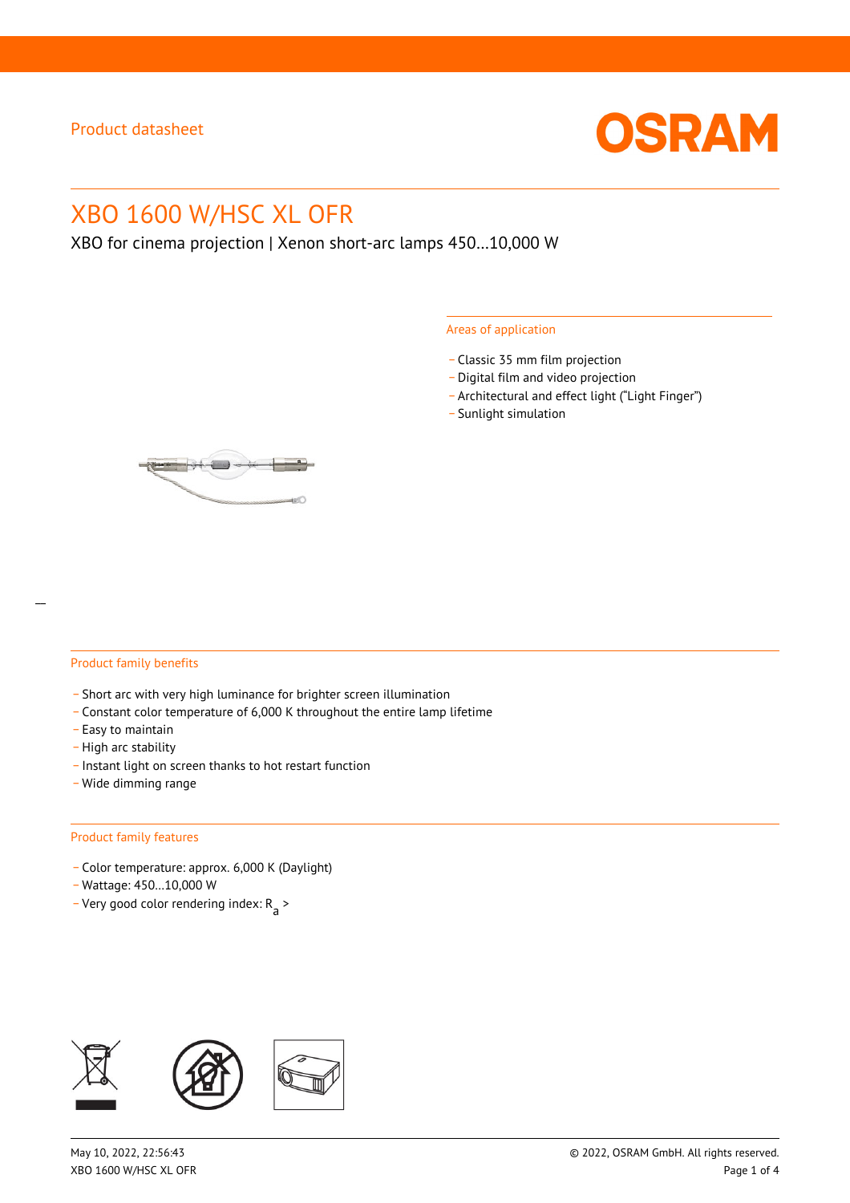Product datasheet

# XBO 1600 W/HSC XL OFR

XBO for cinema projection | Xenon short-arc lamps 450...10,000 W

## Areas of application

- Classic 35 mm film projection
- Digital film and video projection
- Architectural and effect light ("Light Finger")
- Sunlight simulation

## Product family benefits

- Short arc with very high luminance for brighter screen illumination
- Constant color temperature of 6,000 K throughout the entire lamp lifetime
- Easy to maintain
- High arc stability
- Instant light on screen thanks to hot restart function
- Wide dimming range

## Product family features

- Color temperature: approx. 6,000 K (Daylight)
- Wattage: 450...10,000 W
- Very good color rendering index: $R_a$ >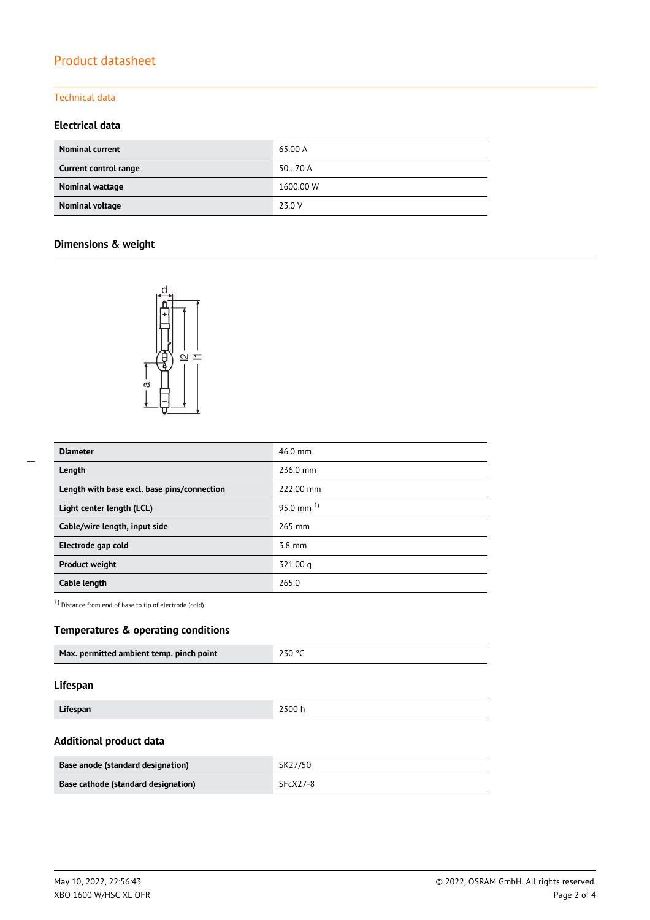## Product datasheet

### Technical data

#### Electrical data

| | |
|---|---|
| **Nominal current** | 65.00 A |
| **Current control range** | 50…70 A |
| **Nominal wattage** | 1600.00 W |
| **Nominal voltage** | 23.0 V |

#### Dimensions & weight

| | |
|---|---|
| **Diameter** | 46.0 mm |
| **Length** | 236.0 mm |
| **Length with base excl. base pins/connection** | 222.00 mm |
| **Light center length (LCL)** | 95.0 mm [1] |
| **Cable/wire length, input side** | 265 mm |
| **Electrode gap cold** | 3.8 mm |
| **Product weight** | 321.00 g |
| **Cable length** | 265.0 |

[1] Distance from end of base to tip of electrode (cold)

#### Temperatures & operating conditions

| | |
|---|---|
| **Max. permitted ambient temp. pinch point** | 230 °C |

#### Lifespan

| | |
|---|---|
| **Lifespan** | 2500 h |

#### Additional product data

| | |
|---|---|
| **Base anode (standard designation)** | SK27/50 |
| **Base cathode (standard designation)** | SFcX27-8 |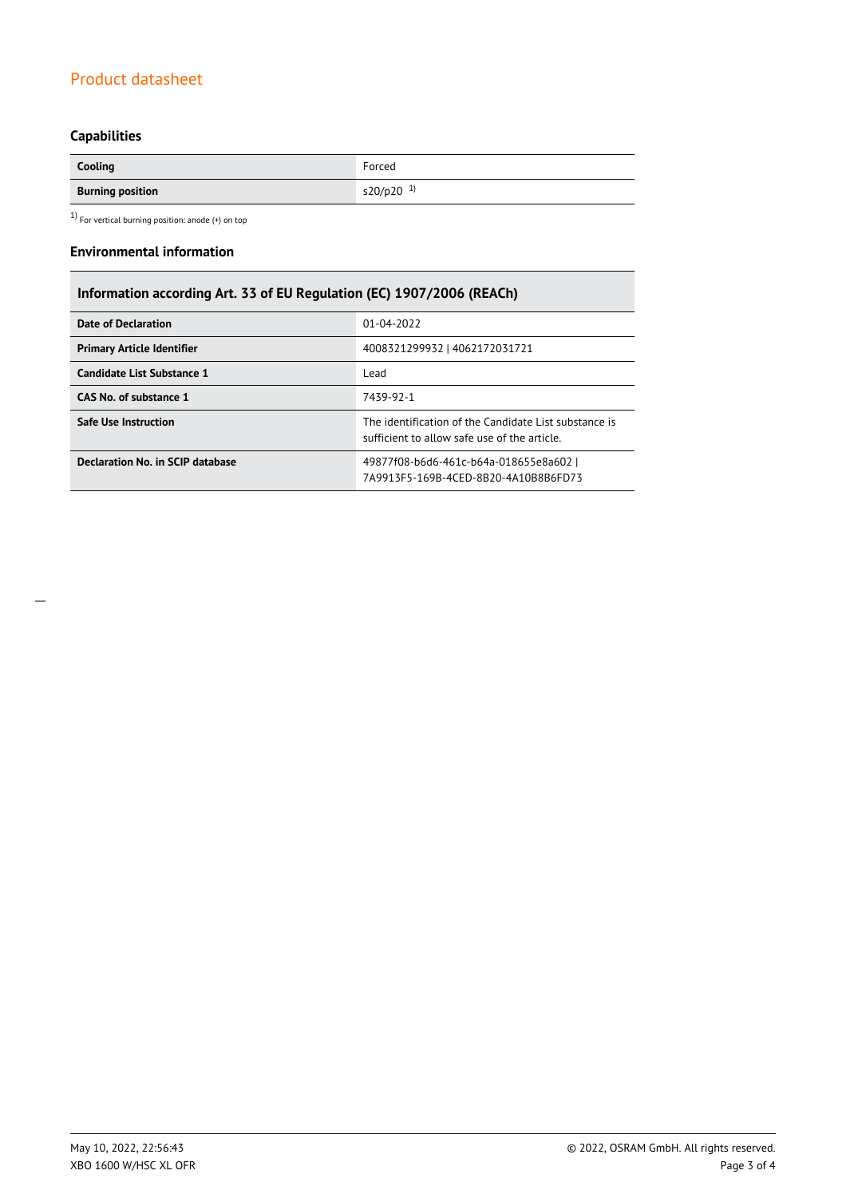### Capabilities

| | |
|---|---|
| **Cooling** | Forced |
| **Burning position** | s20/p20 [1] |

[1] For vertical burning position: anode (+) on top

### Environmental information

| Information according Art. 33 of EU Regulation (EC) 1907/2006 (REACh) | |
|---|---|
| **Date of Declaration** | 01-04-2022 |
| **Primary Article Identifier** | 4008321299932 \| 4062172031721 |
| **Candidate List Substance 1** | Lead |
| **CAS No. of substance 1** | 7439-92-1 |
| **Safe Use Instruction** | The identification of the Candidate List substance is sufficient to allow safe use of the article. |
| **Declaration No. in SCIP database** | 49877f08-b6d6-461c-b64a-018655e8a602 \| 7A9913F5-169B-4CED-8B20-4A10B8B6FD73 |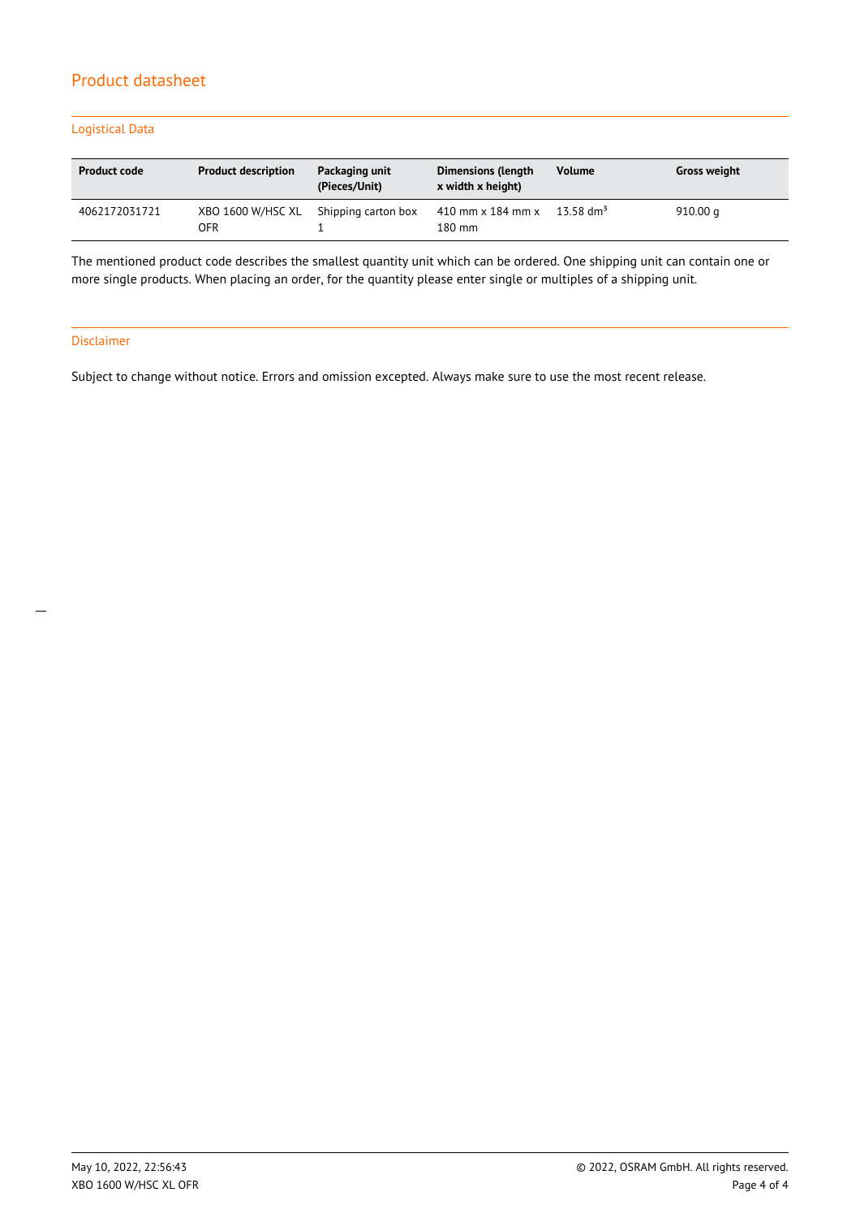# Product datasheet

## Logistical Data

| Product code | Product description | Packaging unit (Pieces/Unit) | Dimensions (length x width x height) | Volume | Gross weight |
|---|---|---|---|---|---|
| 4062172031721 | XBO 1600 W/HSC XL OFR | Shipping carton box 1 | 410 mm x 184 mm x 180 mm | 13.58 $dm^3$ | 910.00 g |

The mentioned product code describes the smallest quantity unit which can be ordered. One shipping unit can contain one or more single products. When placing an order, for the quantity please enter single or multiples of a shipping unit.

## Disclaimer

Subject to change without notice. Errors and omission excepted. Always make sure to use the most recent release.